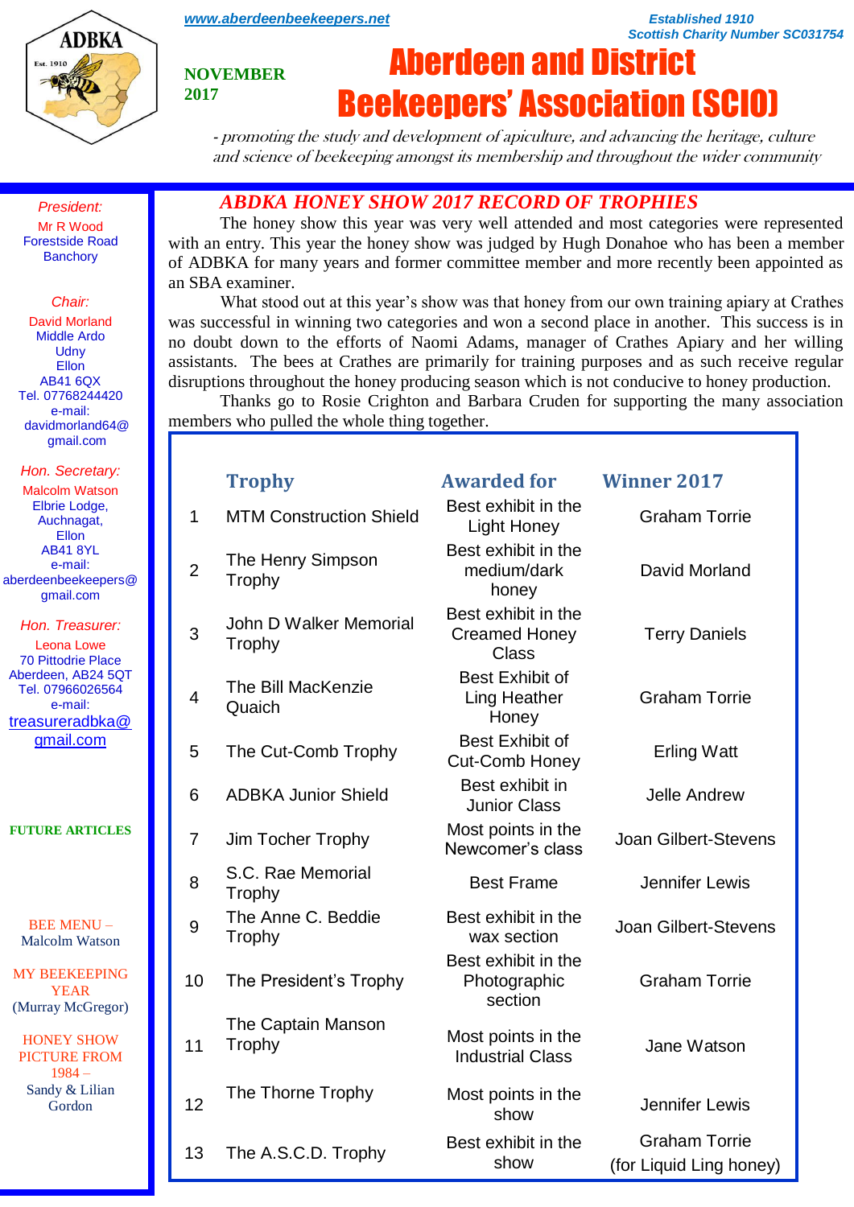www.aberdeenbeekeepers.net

*Established 1910*
*Scottish Charity Number SC031754*

**NOVEMBER 2017**

# Aberdeen and District Beekeepers' Association (SCIO)

*- promoting the study and development of apiculture, and advancing the heritage, culture and science of beekeeping amongst its membership and throughout the wider community*

*President:*
Mr R Wood
Forestside Road
Banchory

*Chair:*
David Morland
Middle Ardo
Udny
Ellon
AB41 6QX
Tel. 07768244420
e-mail:
davidmorland64@gmail.com

*Hon. Secretary:*
Malcolm Watson
Elbrie Lodge,
Auchnagat,
Ellon
AB41 8YL
e-mail:
aberdeenbeekeepers@gmail.com

*Hon. Treasurer:*
Leona Lowe
70 Pittodrie Place
Aberdeen, AB24 5QT
Tel. 07966026564
e-mail:
treasureradbka@gmail.com

**FUTURE ARTICLES**

BEE MENU – Malcolm Watson

MY BEEKEEPING YEAR (Murray McGregor)

HONEY SHOW PICTURE FROM 1984 – Sandy & Lilian Gordon

## *ABDKA HONEY SHOW 2017 RECORD OF TROPHIES*

The honey show this year was very well attended and most categories were represented with an entry. This year the honey show was judged by Hugh Donahoe who has been a member of ADBKA for many years and former committee member and more recently been appointed as an SBA examiner.

What stood out at this year's show was that honey from our own training apiary at Crathes was successful in winning two categories and won a second place in another. This success is in no doubt down to the efforts of Naomi Adams, manager of Crathes Apiary and her willing assistants. The bees at Crathes are primarily for training purposes and as such receive regular disruptions throughout the honey producing season which is not conducive to honey production.

Thanks go to Rosie Crighton and Barbara Cruden for supporting the many association members who pulled the whole thing together.

| | Trophy | Awarded for | Winner 2017 |
|---|---|---|---|
| 1 | MTM Construction Shield | Best exhibit in the Light Honey | Graham Torrie |
| 2 | The Henry Simpson Trophy | Best exhibit in the medium/dark honey | David Morland |
| 3 | John D Walker Memorial Trophy | Best exhibit in the Creamed Honey Class | Terry Daniels |
| 4 | The Bill MacKenzie Quaich | Best Exhibit of Ling Heather Honey | Graham Torrie |
| 5 | The Cut-Comb Trophy | Best Exhibit of Cut-Comb Honey | Erling Watt |
| 6 | ADBKA Junior Shield | Best exhibit in Junior Class | Jelle Andrew |
| 7 | Jim Tocher Trophy | Most points in the Newcomer's class | Joan Gilbert-Stevens |
| 8 | S.C. Rae Memorial Trophy | Best Frame | Jennifer Lewis |
| 9 | The Anne C. Beddie Trophy | Best exhibit in the wax section | Joan Gilbert-Stevens |
| 10 | The President's Trophy | Best exhibit in the Photographic section | Graham Torrie |
| 11 | The Captain Manson Trophy | Most points in the Industrial Class | Jane Watson |
| 12 | The Thorne Trophy | Most points in the show | Jennifer Lewis |
| 13 | The A.S.C.D. Trophy | Best exhibit in the show | Graham Torrie (for Liquid Ling honey) |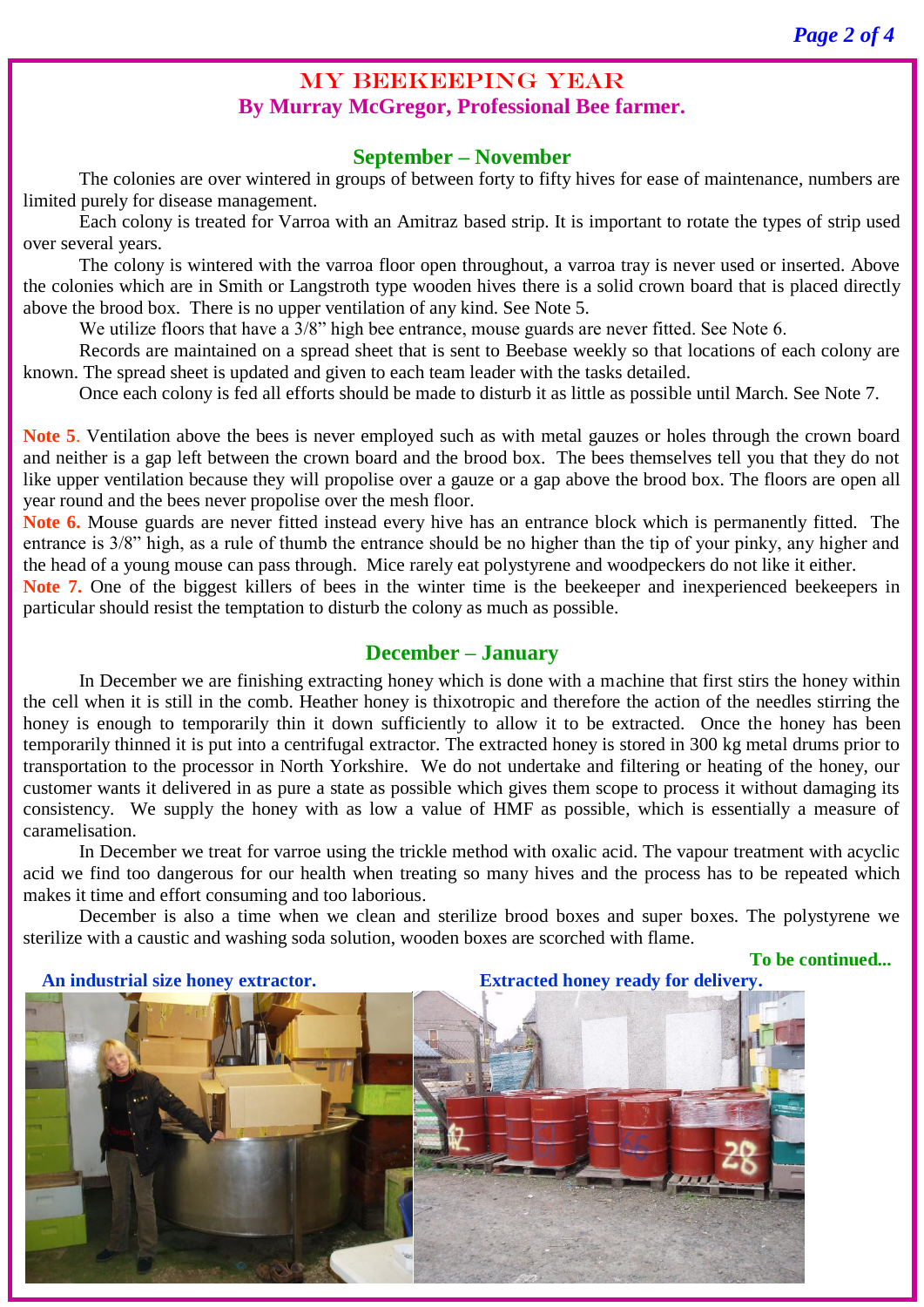# MY BEEKEEPING YEAR

**By Murray McGregor, Professional Bee farmer.**

## September – November

The colonies are over wintered in groups of between forty to fifty hives for ease of maintenance, numbers are limited purely for disease management.

Each colony is treated for Varroa with an Amitraz based strip. It is important to rotate the types of strip used over several years.

The colony is wintered with the varroa floor open throughout, a varroa tray is never used or inserted. Above the colonies which are in Smith or Langstroth type wooden hives there is a solid crown board that is placed directly above the brood box. There is no upper ventilation of any kind. See Note 5.

We utilize floors that have a 3/8" high bee entrance, mouse guards are never fitted. See Note 6.

Records are maintained on a spread sheet that is sent to Beebase weekly so that locations of each colony are known. The spread sheet is updated and given to each team leader with the tasks detailed.

Once each colony is fed all efforts should be made to disturb it as little as possible until March. See Note 7.

**Note 5**. Ventilation above the bees is never employed such as with metal gauzes or holes through the crown board and neither is a gap left between the crown board and the brood box. The bees themselves tell you that they do not like upper ventilation because they will propolise over a gauze or a gap above the brood box. The floors are open all year round and the bees never propolise over the mesh floor.

**Note 6.** Mouse guards are never fitted instead every hive has an entrance block which is permanently fitted. The entrance is 3/8" high, as a rule of thumb the entrance should be no higher than the tip of your pinky, any higher and the head of a young mouse can pass through. Mice rarely eat polystyrene and woodpeckers do not like it either.

**Note 7.** One of the biggest killers of bees in the winter time is the beekeeper and inexperienced beekeepers in particular should resist the temptation to disturb the colony as much as possible.

## December – January

In December we are finishing extracting honey which is done with a machine that first stirs the honey within the cell when it is still in the comb. Heather honey is thixotropic and therefore the action of the needles stirring the honey is enough to temporarily thin it down sufficiently to allow it to be extracted. Once the honey has been temporarily thinned it is put into a centrifugal extractor. The extracted honey is stored in 300 kg metal drums prior to transportation to the processor in North Yorkshire. We do not undertake and filtering or heating of the honey, our customer wants it delivered in as pure a state as possible which gives them scope to process it without damaging its consistency. We supply the honey with as low a value of HMF as possible, which is essentially a measure of caramelisation.

In December we treat for varroe using the trickle method with oxalic acid. The vapour treatment with acyclic acid we find too dangerous for our health when treating so many hives and the process has to be repeated which makes it time and effort consuming and too laborious.

December is also a time when we clean and sterilize brood boxes and super boxes. The polystyrene we sterilize with a caustic and washing soda solution, wooden boxes are scorched with flame.

**To be continued...**

**An industrial size honey extractor.**

**Extracted honey ready for delivery.**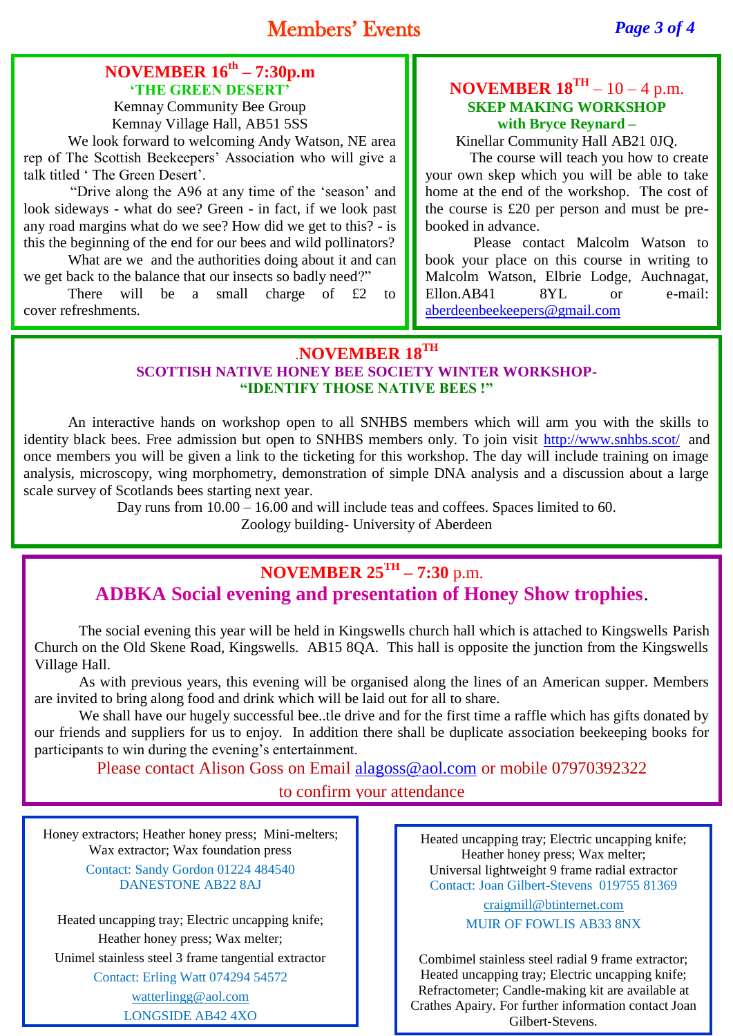# Members' Events

## NOVEMBER 16th – 7:30p.m

**'THE GREEN DESERT'**

Kemnay Community Bee Group
Kemnay Village Hall, AB51 5SS

We look forward to welcoming Andy Watson, NE area rep of The Scottish Beekeepers' Association who will give a talk titled ' The Green Desert'.

"Drive along the A96 at any time of the 'season' and look sideways - what do see? Green - in fact, if we look past any road margins what do we see? How did we get to this? - is this the beginning of the end for our bees and wild pollinators?

What are we and the authorities doing about it and can we get back to the balance that our insects so badly need?"

There will be a small charge of £2 to cover refreshments.

## NOVEMBER 18TH – 10 – 4 p.m.

**SKEP MAKING WORKSHOP with Bryce Reynard –**

Kinellar Community Hall AB21 0JQ.

The course will teach you how to create your own skep which you will be able to take home at the end of the workshop. The cost of the course is £20 per person and must be pre-booked in advance.

Please contact Malcolm Watson to book your place on this course in writing to Malcolm Watson, Elbrie Lodge, Auchnagat, Ellon.AB41 8YL or e-mail: aberdeenbeekeepers@gmail.com

## .NOVEMBER 18TH

**SCOTTISH NATIVE HONEY BEE SOCIETY WINTER WORKSHOP- "IDENTIFY THOSE NATIVE BEES !"**

An interactive hands on workshop open to all SNHBS members which will arm you with the skills to identity black bees. Free admission but open to SNHBS members only. To join visit http://www.snhbs.scot/ and once members you will be given a link to the ticketing for this workshop. The day will include training on image analysis, microscopy, wing morphometry, demonstration of simple DNA analysis and a discussion about a large scale survey of Scotlands bees starting next year.

Day runs from 10.00 – 16.00 and will include teas and coffees. Spaces limited to 60.

Zoology building- University of Aberdeen

## NOVEMBER 25TH – 7:30 p.m.

## ADBKA Social evening and presentation of Honey Show trophies.

The social evening this year will be held in Kingswells church hall which is attached to Kingswells Parish Church on the Old Skene Road, Kingswells. AB15 8QA. This hall is opposite the junction from the Kingswells Village Hall.

As with previous years, this evening will be organised along the lines of an American supper. Members are invited to bring along food and drink which will be laid out for all to share.

We shall have our hugely successful bee..tle drive and for the first time a raffle which has gifts donated by our friends and suppliers for us to enjoy. In addition there shall be duplicate association beekeeping books for participants to win during the evening's entertainment.

Please contact Alison Goss on Email alagoss@aol.com or mobile 07970392322 to confirm your attendance

---

Honey extractors; Heather honey press; Mini-melters; Wax extractor; Wax foundation press
Contact: Sandy Gordon 01224 484540
DANESTONE AB22 8AJ

Heated uncapping tray; Electric uncapping knife; Heather honey press; Wax melter; Unimel stainless steel 3 frame tangential extractor
Contact: Erling Watt 074294 54572
watterlingg@aol.com
LONGSIDE AB42 4XO

---

Heated uncapping tray; Electric uncapping knife; Heather honey press; Wax melter; Universal lightweight 9 frame radial extractor
Contact: Joan Gilbert-Stevens 019755 81369
craigmill@btinternet.com
MUIR OF FOWLIS AB33 8NX

Combimel stainless steel radial 9 frame extractor; Heated uncapping tray; Electric uncapping knife; Refractometer; Candle-making kit are available at Crathes Apairy. For further information contact Joan Gilbert-Stevens.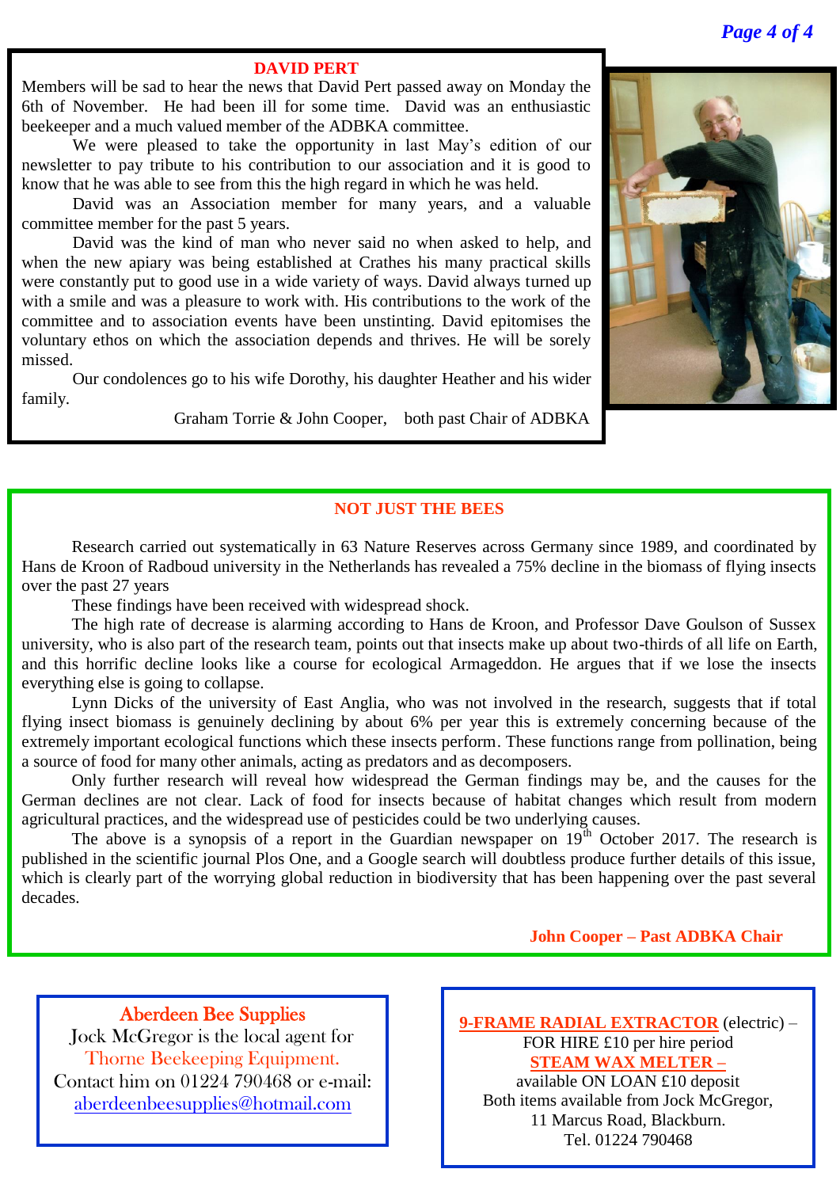## DAVID PERT

Members will be sad to hear the news that David Pert passed away on Monday the 6th of November. He had been ill for some time. David was an enthusiastic beekeeper and a much valued member of the ADBKA committee.

We were pleased to take the opportunity in last May's edition of our newsletter to pay tribute to his contribution to our association and it is good to know that he was able to see from this the high regard in which he was held.

David was an Association member for many years, and a valuable committee member for the past 5 years.

David was the kind of man who never said no when asked to help, and when the new apiary was being established at Crathes his many practical skills were constantly put to good use in a wide variety of ways. David always turned up with a smile and was a pleasure to work with. His contributions to the work of the committee and to association events have been unstinting. David epitomises the voluntary ethos on which the association depends and thrives. He will be sorely missed.

Our condolences go to his wife Dorothy, his daughter Heather and his wider family.

Graham Torrie & John Cooper, both past Chair of ADBKA

## NOT JUST THE BEES

Research carried out systematically in 63 Nature Reserves across Germany since 1989, and coordinated by Hans de Kroon of Radboud university in the Netherlands has revealed a 75% decline in the biomass of flying insects over the past 27 years

These findings have been received with widespread shock.

The high rate of decrease is alarming according to Hans de Kroon, and Professor Dave Goulson of Sussex university, who is also part of the research team, points out that insects make up about two-thirds of all life on Earth, and this horrific decline looks like a course for ecological Armageddon. He argues that if we lose the insects everything else is going to collapse.

Lynn Dicks of the university of East Anglia, who was not involved in the research, suggests that if total flying insect biomass is genuinely declining by about 6% per year this is extremely concerning because of the extremely important ecological functions which these insects perform. These functions range from pollination, being a source of food for many other animals, acting as predators and as decomposers.

Only further research will reveal how widespread the German findings may be, and the causes for the German declines are not clear. Lack of food for insects because of habitat changes which result from modern agricultural practices, and the widespread use of pesticides could be two underlying causes.

The above is a synopsis of a report in the Guardian newspaper on 19th October 2017. The research is published in the scientific journal Plos One, and a Google search will doubtless produce further details of this issue, which is clearly part of the worrying global reduction in biodiversity that has been happening over the past several decades.

**John Cooper – Past ADBKA Chair**

**Aberdeen Bee Supplies**

Jock McGregor is the local agent for Thorne Beekeeping Equipment.
Contact him on 01224 790468 or e-mail: aberdeenbeesupplies@hotmail.com

**9-FRAME RADIAL EXTRACTOR** (electric) – FOR HIRE £10 per hire period
**STEAM WAX MELTER –** available ON LOAN £10 deposit
Both items available from Jock McGregor, 11 Marcus Road, Blackburn.
Tel. 01224 790468